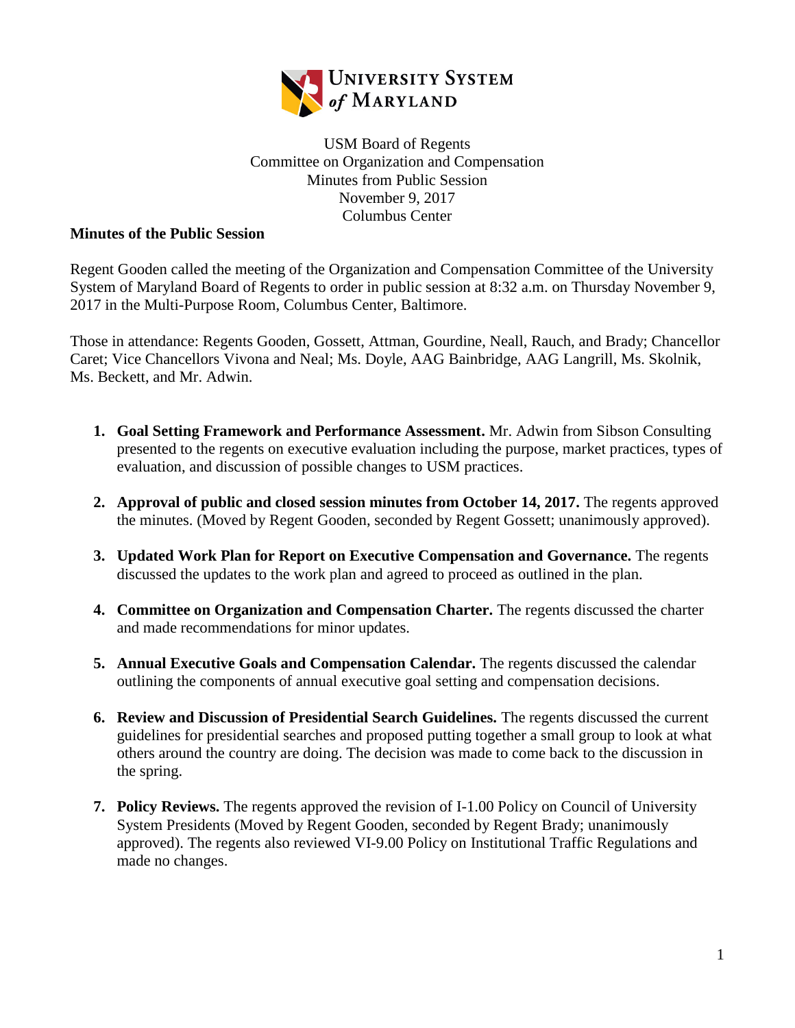USM Board of Regents
Committee on Organization and Compensation
Minutes from Public Session
November 9, 2017
Columbus Center

**Minutes of the Public Session**

Regent Gooden called the meeting of the Organization and Compensation Committee of the University System of Maryland Board of Regents to order in public session at 8:32 a.m. on Thursday November 9, 2017 in the Multi-Purpose Room, Columbus Center, Baltimore.

Those in attendance: Regents Gooden, Gossett, Attman, Gourdine, Neall, Rauch, and Brady; Chancellor Caret; Vice Chancellors Vivona and Neal; Ms. Doyle, AAG Bainbridge, AAG Langrill, Ms. Skolnik, Ms. Beckett, and Mr. Adwin.

1. **Goal Setting Framework and Performance Assessment.** Mr. Adwin from Sibson Consulting presented to the regents on executive evaluation including the purpose, market practices, types of evaluation, and discussion of possible changes to USM practices.

2. **Approval of public and closed session minutes from October 14, 2017.** The regents approved the minutes. (Moved by Regent Gooden, seconded by Regent Gossett; unanimously approved).

3. **Updated Work Plan for Report on Executive Compensation and Governance.** The regents discussed the updates to the work plan and agreed to proceed as outlined in the plan.

4. **Committee on Organization and Compensation Charter.** The regents discussed the charter and made recommendations for minor updates.

5. **Annual Executive Goals and Compensation Calendar.** The regents discussed the calendar outlining the components of annual executive goal setting and compensation decisions.

6. **Review and Discussion of Presidential Search Guidelines.** The regents discussed the current guidelines for presidential searches and proposed putting together a small group to look at what others around the country are doing. The decision was made to come back to the discussion in the spring.

7. **Policy Reviews.** The regents approved the revision of I-1.00 Policy on Council of University System Presidents (Moved by Regent Gooden, seconded by Regent Brady; unanimously approved). The regents also reviewed VI-9.00 Policy on Institutional Traffic Regulations and made no changes.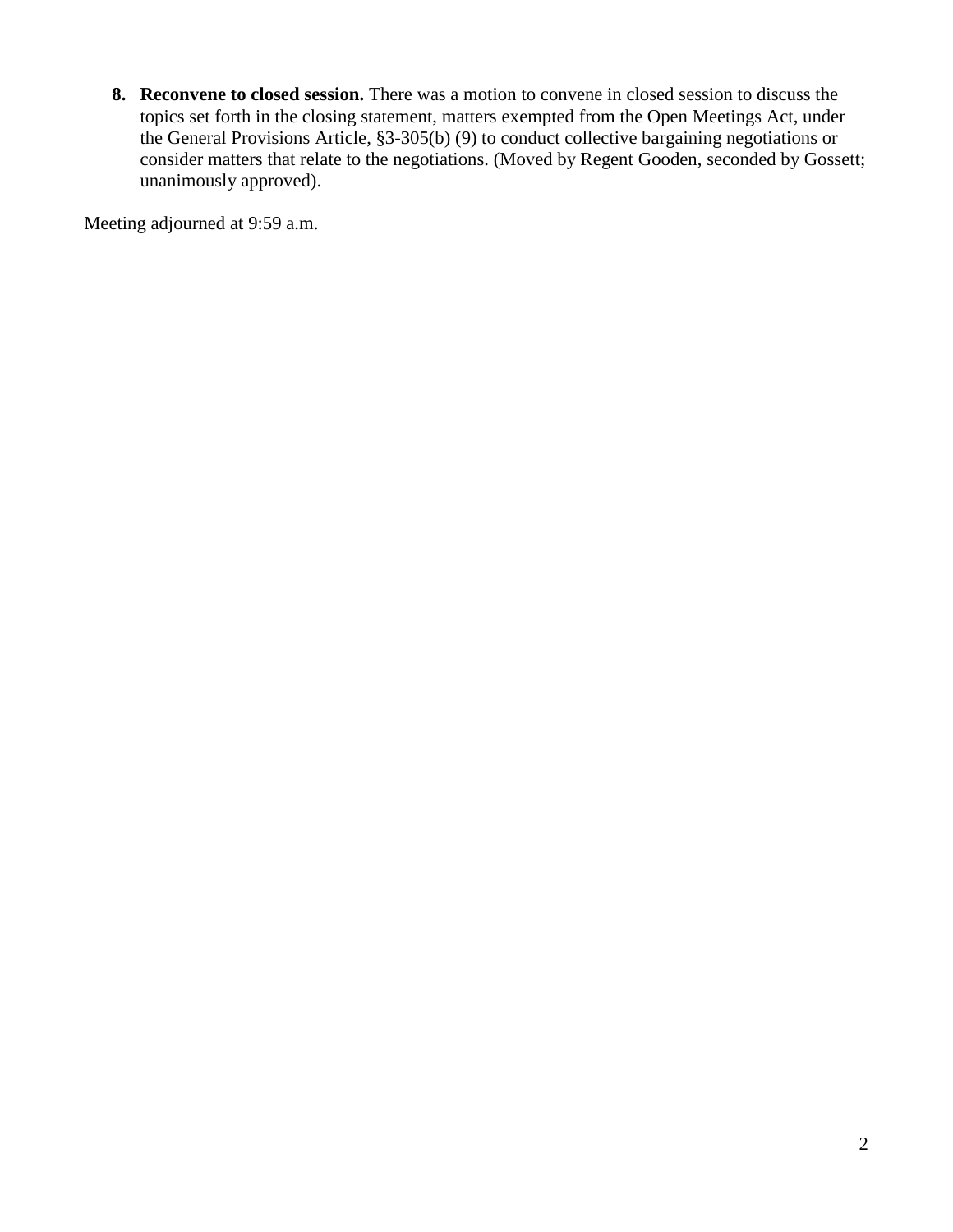8. **Reconvene to closed session.** There was a motion to convene in closed session to discuss the topics set forth in the closing statement, matters exempted from the Open Meetings Act, under the General Provisions Article, §3-305(b) (9) to conduct collective bargaining negotiations or consider matters that relate to the negotiations. (Moved by Regent Gooden, seconded by Gossett; unanimously approved).

Meeting adjourned at 9:59 a.m.